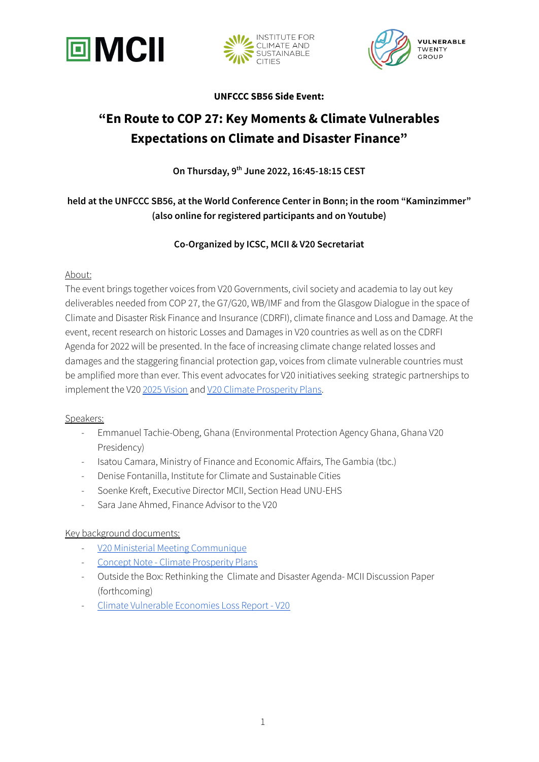**UNFCCC SB56 Side Event:**

# "En Route to COP 27: Key Moments & Climate Vulnerables Expectations on Climate and Disaster Finance"

**On Thursday, 9th June 2022, 16:45-18:15 CEST**

**held at the UNFCCC SB56, at the World Conference Center in Bonn; in the room "Kaminzimmer" (also online for registered participants and on Youtube)**

**Co-Organized by ICSC, MCII & V20 Secretariat**

About:

The event brings together voices from V20 Governments, civil society and academia to lay out key deliverables needed from COP 27, the G7/G20, WB/IMF and from the Glasgow Dialogue in the space of Climate and Disaster Risk Finance and Insurance (CDRFI), climate finance and Loss and Damage. At the event, recent research on historic Losses and Damages in V20 countries as well as on the CDRFI Agenda for 2022 will be presented. In the face of increasing climate change related losses and damages and the staggering financial protection gap, voices from climate vulnerable countries must be amplified more than ever. This event advocates for V20 initiatives seeking strategic partnerships to implement the V20 2025 Vision and V20 Climate Prosperity Plans.

Speakers:

- Emmanuel Tachie-Obeng, Ghana (Environmental Protection Agency Ghana, Ghana V20 Presidency)
- Isatou Camara, Ministry of Finance and Economic Affairs, The Gambia (tbc.)
- Denise Fontanilla, Institute for Climate and Sustainable Cities
- Soenke Kreft, Executive Director MCII, Section Head UNU-EHS
- Sara Jane Ahmed, Finance Advisor to the V20

Key background documents:

- V20 Ministerial Meeting Communique
- Concept Note - Climate Prosperity Plans
- Outside the Box: Rethinking the Climate and Disaster Agenda- MCII Discussion Paper (forthcoming)
- Climate Vulnerable Economies Loss Report - V20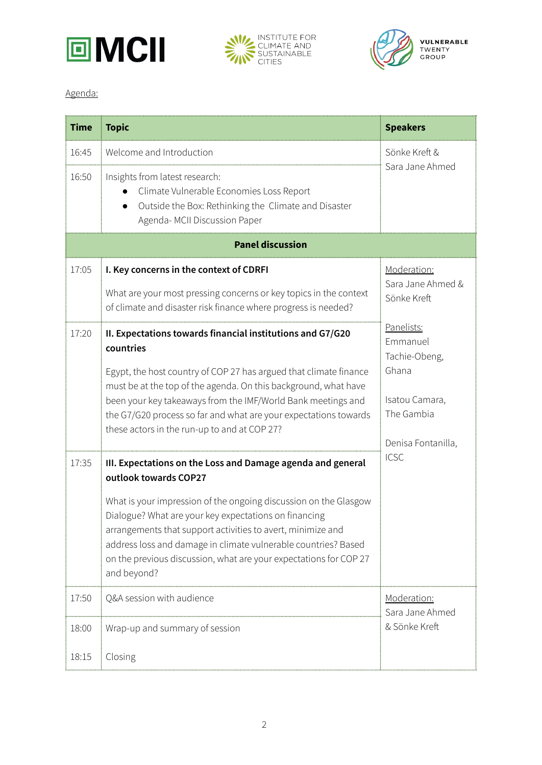MCII

INSTITUTE FOR CLIMATE AND SUSTAINABLE CITIES

VULNERABLE TWENTY GROUP

Agenda:

| Time | Topic | Speakers |
|---|---|---|
| 16:45 | Welcome and Introduction | Sönke Kreft & Sara Jane Ahmed |
| 16:50 | Insights from latest research:<br>• Climate Vulnerable Economies Loss Report<br>• Outside the Box: Rethinking the Climate and Disaster Agenda- MCII Discussion Paper | |
| | **Panel discussion** | |
| 17:05 | **I. Key concerns in the context of CDRFI**<br><br>What are your most pressing concerns or key topics in the context of climate and disaster risk finance where progress is needed? | Moderation:<br>Sara Jane Ahmed & Sönke Kreft |
| 17:20 | **II. Expectations towards financial institutions and G7/G20 countries**<br><br>Egypt, the host country of COP 27 has argued that climate finance must be at the top of the agenda. On this background, what have been your key takeaways from the IMF/World Bank meetings and the G7/G20 process so far and what are your expectations towards these actors in the run-up to and at COP 27? | Panelists:<br>Emmanuel Tachie-Obeng, Ghana<br><br>Isatou Camara, The Gambia<br><br>Denisa Fontanilla, ICSC |
| 17:35 | **III. Expectations on the Loss and Damage agenda and general outlook towards COP27**<br><br>What is your impression of the ongoing discussion on the Glasgow Dialogue? What are your key expectations on financing arrangements that support activities to avert, minimize and address loss and damage in climate vulnerable countries? Based on the previous discussion, what are your expectations for COP 27 and beyond? | |
| 17:50 | Q&A session with audience | Moderation:<br>Sara Jane Ahmed & Sönke Kreft |
| 18:00 | Wrap-up and summary of session | |
| 18:15 | Closing | |